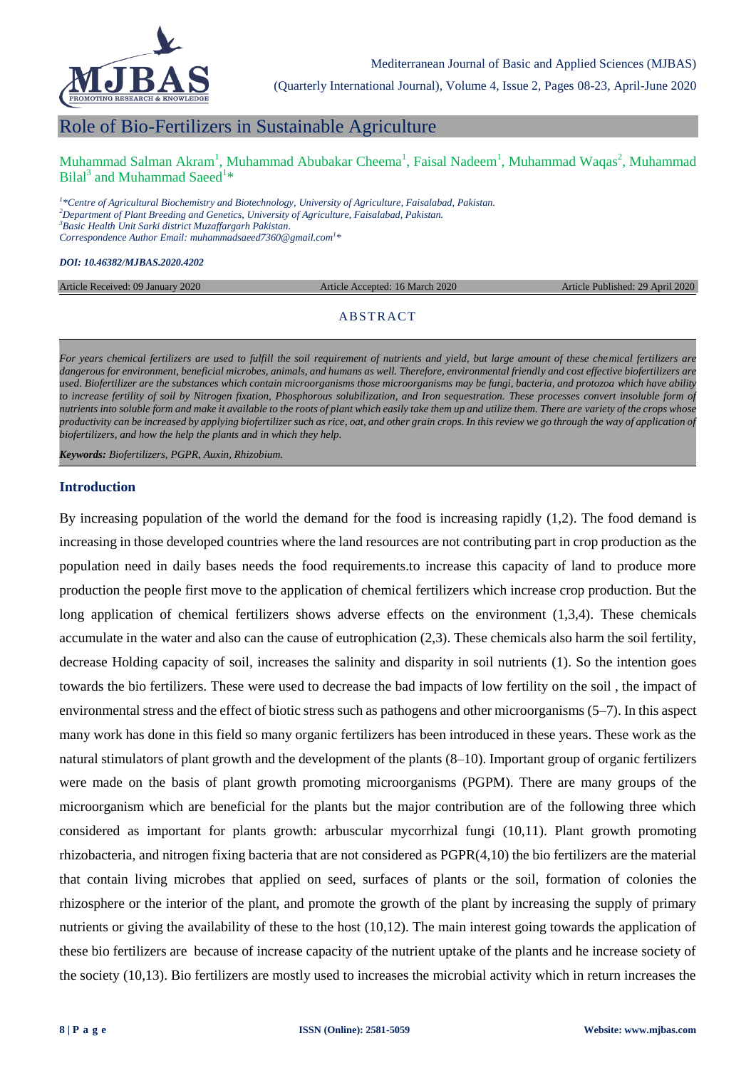# Role of Bio-Fertilizers in Sustainable Agriculture

Muhammad Salman Akram[1], Muhammad Abubakar Cheema[1], Faisal Nadeem[1], Muhammad Waqas[2], Muhammad Bilal[3] and Muhammad Saeed[1]*

*[1]\*Centre of Agricultural Biochemistry and Biotechnology, University of Agriculture, Faisalabad, Pakistan.*
*[2]Department of Plant Breeding and Genetics, University of Agriculture, Faisalabad, Pakistan.*
*[3]Basic Health Unit Sarki district Muzaffargarh Pakistan.*
*Correspondence Author Email: muhammadsaeed7360@gmail.com[1]\**

***DOI: 10.46382/MJBAS.2020.4202***

Article Received: 09 January 2020 | Article Accepted: 16 March 2020 | Article Published: 29 April 2020

## ABSTRACT

*For years chemical fertilizers are used to fulfill the soil requirement of nutrients and yield, but large amount of these chemical fertilizers are dangerous for environment, beneficial microbes, animals, and humans as well. Therefore, environmental friendly and cost effective biofertilizers are used. Biofertilizer are the substances which contain microorganisms those microorganisms may be fungi, bacteria, and protozoa which have ability to increase fertility of soil by Nitrogen fixation, Phosphorous solubilization, and Iron sequestration. These processes convert insoluble form of nutrients into soluble form and make it available to the roots of plant which easily take them up and utilize them. There are variety of the crops whose productivity can be increased by applying biofertilizer such as rice, oat, and other grain crops. In this review we go through the way of application of biofertilizers, and how the help the plants and in which they help.*

***Keywords:** Biofertilizers, PGPR, Auxin, Rhizobium.*

## Introduction

By increasing population of the world the demand for the food is increasing rapidly (1,2). The food demand is increasing in those developed countries where the land resources are not contributing part in crop production as the population need in daily bases needs the food requirements.to increase this capacity of land to produce more production the people first move to the application of chemical fertilizers which increase crop production. But the long application of chemical fertilizers shows adverse effects on the environment (1,3,4). These chemicals accumulate in the water and also can the cause of eutrophication (2,3). These chemicals also harm the soil fertility, decrease Holding capacity of soil, increases the salinity and disparity in soil nutrients (1). So the intention goes towards the bio fertilizers. These were used to decrease the bad impacts of low fertility on the soil , the impact of environmental stress and the effect of biotic stress such as pathogens and other microorganisms (5–7). In this aspect many work has done in this field so many organic fertilizers has been introduced in these years. These work as the natural stimulators of plant growth and the development of the plants (8–10). Important group of organic fertilizers were made on the basis of plant growth promoting microorganisms (PGPM). There are many groups of the microorganism which are beneficial for the plants but the major contribution are of the following three which considered as important for plants growth: arbuscular mycorrhizal fungi (10,11). Plant growth promoting rhizobacteria, and nitrogen fixing bacteria that are not considered as PGPR(4,10) the bio fertilizers are the material that contain living microbes that applied on seed, surfaces of plants or the soil, formation of colonies the rhizosphere or the interior of the plant, and promote the growth of the plant by increasing the supply of primary nutrients or giving the availability of these to the host (10,12). The main interest going towards the application of these bio fertilizers are because of increase capacity of the nutrient uptake of the plants and he increase society of the society (10,13). Bio fertilizers are mostly used to increases the microbial activity which in return increases the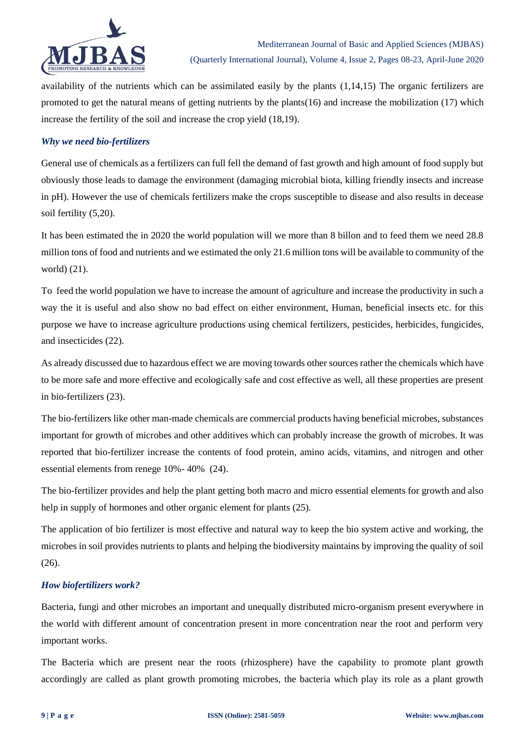availability of the nutrients which can be assimilated easily by the plants (1,14,15) The organic fertilizers are promoted to get the natural means of getting nutrients by the plants(16) and increase the mobilization (17) which increase the fertility of the soil and increase the crop yield (18,19).

### *Why we need bio-fertilizers*

General use of chemicals as a fertilizers can full fell the demand of fast growth and high amount of food supply but obviously those leads to damage the environment (damaging microbial biota, killing friendly insects and increase in pH). However the use of chemicals fertilizers make the crops susceptible to disease and also results in decease soil fertility (5,20).

It has been estimated the in 2020 the world population will we more than 8 billon and to feed them we need 28.8 million tons of food and nutrients and we estimated the only 21.6 million tons will be available to community of the world) (21).

To feed the world population we have to increase the amount of agriculture and increase the productivity in such a way the it is useful and also show no bad effect on either environment, Human, beneficial insects etc. for this purpose we have to increase agriculture productions using chemical fertilizers, pesticides, herbicides, fungicides, and insecticides (22).

As already discussed due to hazardous effect we are moving towards other sources rather the chemicals which have to be more safe and more effective and ecologically safe and cost effective as well, all these properties are present in bio-fertilizers (23).

The bio-fertilizers like other man-made chemicals are commercial products having beneficial microbes, substances important for growth of microbes and other additives which can probably increase the growth of microbes. It was reported that bio-fertilizer increase the contents of food protein, amino acids, vitamins, and nitrogen and other essential elements from renege 10%- 40% (24).

The bio-fertilizer provides and help the plant getting both macro and micro essential elements for growth and also help in supply of hormones and other organic element for plants (25).

The application of bio fertilizer is most effective and natural way to keep the bio system active and working, the microbes in soil provides nutrients to plants and helping the biodiversity maintains by improving the quality of soil (26).

### *How biofertilizers work?*

Bacteria, fungi and other microbes an important and unequally distributed micro-organism present everywhere in the world with different amount of concentration present in more concentration near the root and perform very important works.

The Bacteria which are present near the roots (rhizosphere) have the capability to promote plant growth accordingly are called as plant growth promoting microbes, the bacteria which play its role as a plant growth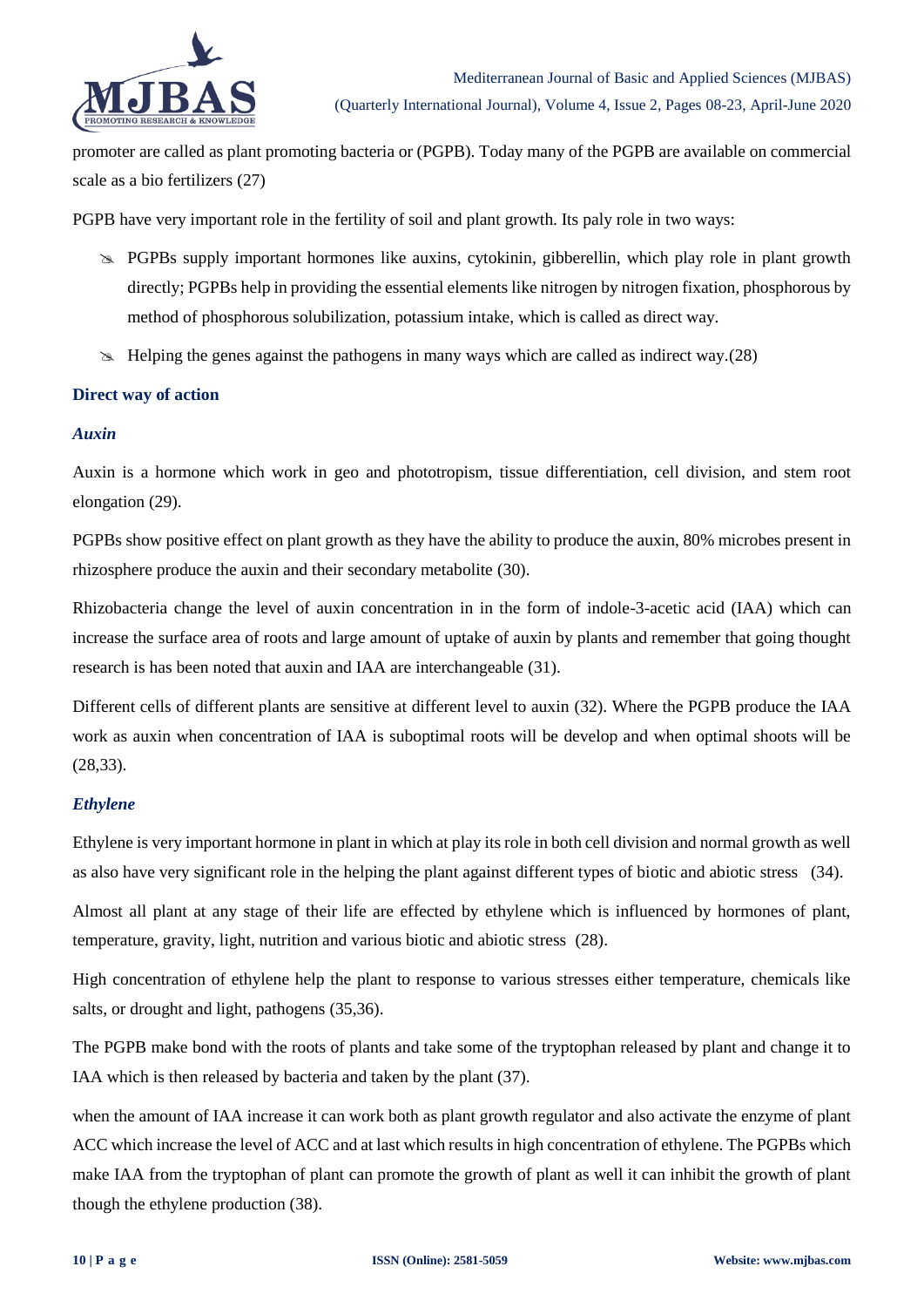promoter are called as plant promoting bacteria or (PGPB). Today many of the PGPB are available on commercial scale as a bio fertilizers (27)

PGPB have very important role in the fertility of soil and plant growth. Its paly role in two ways:

- PGPBs supply important hormones like auxins, cytokinin, gibberellin, which play role in plant growth directly; PGPBs help in providing the essential elements like nitrogen by nitrogen fixation, phosphorous by method of phosphorous solubilization, potassium intake, which is called as direct way.
- Helping the genes against the pathogens in many ways which are called as indirect way.(28)

## Direct way of action

### *Auxin*

Auxin is a hormone which work in geo and phototropism, tissue differentiation, cell division, and stem root elongation (29).

PGPBs show positive effect on plant growth as they have the ability to produce the auxin, 80% microbes present in rhizosphere produce the auxin and their secondary metabolite (30).

Rhizobacteria change the level of auxin concentration in in the form of indole-3-acetic acid (IAA) which can increase the surface area of roots and large amount of uptake of auxin by plants and remember that going thought research is has been noted that auxin and IAA are interchangeable (31).

Different cells of different plants are sensitive at different level to auxin (32). Where the PGPB produce the IAA work as auxin when concentration of IAA is suboptimal roots will be develop and when optimal shoots will be (28,33).

### *Ethylene*

Ethylene is very important hormone in plant in which at play its role in both cell division and normal growth as well as also have very significant role in the helping the plant against different types of biotic and abiotic stress (34).

Almost all plant at any stage of their life are effected by ethylene which is influenced by hormones of plant, temperature, gravity, light, nutrition and various biotic and abiotic stress (28).

High concentration of ethylene help the plant to response to various stresses either temperature, chemicals like salts, or drought and light, pathogens (35,36).

The PGPB make bond with the roots of plants and take some of the tryptophan released by plant and change it to IAA which is then released by bacteria and taken by the plant (37).

when the amount of IAA increase it can work both as plant growth regulator and also activate the enzyme of plant ACC which increase the level of ACC and at last which results in high concentration of ethylene. The PGPBs which make IAA from the tryptophan of plant can promote the growth of plant as well it can inhibit the growth of plant though the ethylene production (38).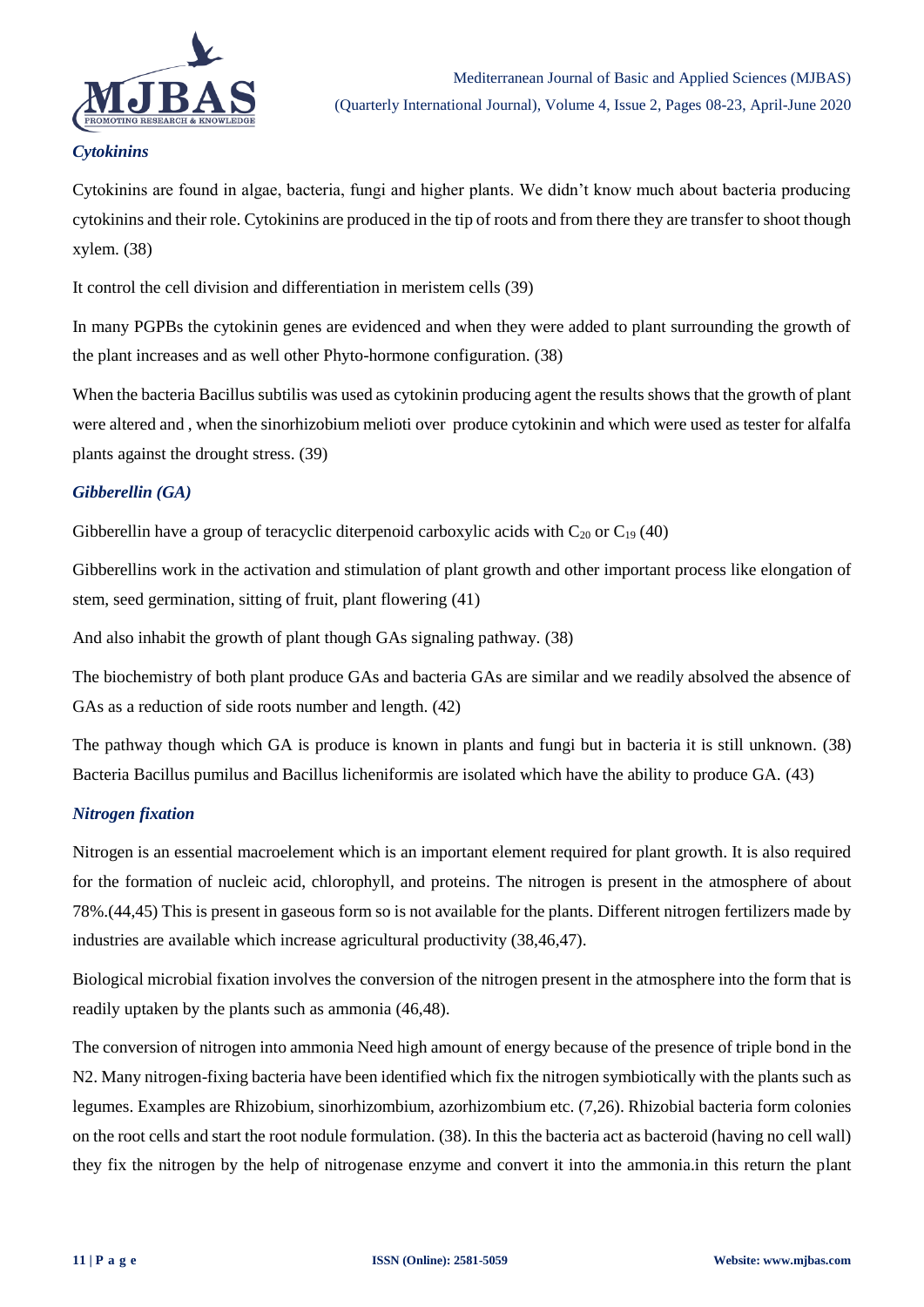### *Cytokinins*

Cytokinins are found in algae, bacteria, fungi and higher plants. We didn't know much about bacteria producing cytokinins and their role. Cytokinins are produced in the tip of roots and from there they are transfer to shoot though xylem. (38)

It control the cell division and differentiation in meristem cells (39)

In many PGPBs the cytokinin genes are evidenced and when they were added to plant surrounding the growth of the plant increases and as well other Phyto-hormone configuration. (38)

When the bacteria Bacillus subtilis was used as cytokinin producing agent the results shows that the growth of plant were altered and , when the sinorhizobium melioti over produce cytokinin and which were used as tester for alfalfa plants against the drought stress. (39)

### *Gibberellin (GA)*

Gibberellin have a group of teracyclic diterpenoid carboxylic acids with $C_{20}$ or $C_{19}$ (40)

Gibberellins work in the activation and stimulation of plant growth and other important process like elongation of stem, seed germination, sitting of fruit, plant flowering (41)

And also inhabit the growth of plant though GAs signaling pathway. (38)

The biochemistry of both plant produce GAs and bacteria GAs are similar and we readily absolved the absence of GAs as a reduction of side roots number and length. (42)

The pathway though which GA is produce is known in plants and fungi but in bacteria it is still unknown. (38) Bacteria Bacillus pumilus and Bacillus licheniformis are isolated which have the ability to produce GA. (43)

### *Nitrogen fixation*

Nitrogen is an essential macroelement which is an important element required for plant growth. It is also required for the formation of nucleic acid, chlorophyll, and proteins. The nitrogen is present in the atmosphere of about 78%.(44,45) This is present in gaseous form so is not available for the plants. Different nitrogen fertilizers made by industries are available which increase agricultural productivity (38,46,47).

Biological microbial fixation involves the conversion of the nitrogen present in the atmosphere into the form that is readily uptaken by the plants such as ammonia (46,48).

The conversion of nitrogen into ammonia Need high amount of energy because of the presence of triple bond in the N2. Many nitrogen-fixing bacteria have been identified which fix the nitrogen symbiotically with the plants such as legumes. Examples are Rhizobium, sinorhizombium, azorhizombium etc. (7,26). Rhizobial bacteria form colonies on the root cells and start the root nodule formulation. (38). In this the bacteria act as bacteroid (having no cell wall) they fix the nitrogen by the help of nitrogenase enzyme and convert it into the ammonia.in this return the plant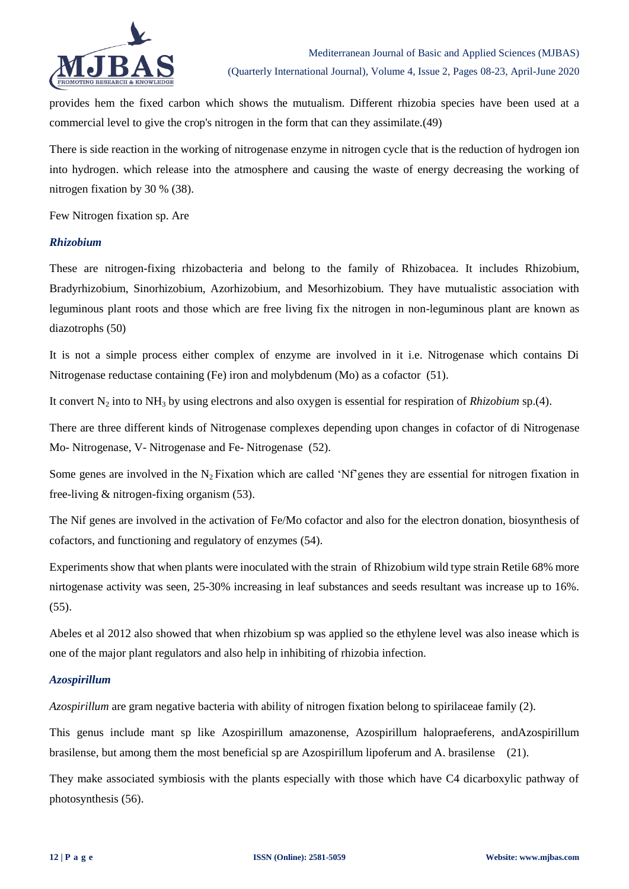provides hem the fixed carbon which shows the mutualism. Different rhizobia species have been used at a commercial level to give the crop's nitrogen in the form that can they assimilate.(49)

There is side reaction in the working of nitrogenase enzyme in nitrogen cycle that is the reduction of hydrogen ion into hydrogen. which release into the atmosphere and causing the waste of energy decreasing the working of nitrogen fixation by 30 % (38).

Few Nitrogen fixation sp. Are

### *Rhizobium*

These are nitrogen-fixing rhizobacteria and belong to the family of Rhizobacea. It includes Rhizobium, Bradyrhizobium, Sinorhizobium, Azorhizobium, and Mesorhizobium. They have mutualistic association with leguminous plant roots and those which are free living fix the nitrogen in non-leguminous plant are known as diazotrophs (50)

It is not a simple process either complex of enzyme are involved in it i.e. Nitrogenase which contains Di Nitrogenase reductase containing (Fe) iron and molybdenum (Mo) as a cofactor (51).

It convert $N_2$ into to $NH_3$ by using electrons and also oxygen is essential for respiration of *Rhizobium* sp.(4).

There are three different kinds of Nitrogenase complexes depending upon changes in cofactor of di Nitrogenase Mo- Nitrogenase, V- Nitrogenase and Fe- Nitrogenase (52).

Some genes are involved in the $N_2$ Fixation which are called 'Nf'genes they are essential for nitrogen fixation in free-living & nitrogen-fixing organism (53).

The Nif genes are involved in the activation of Fe/Mo cofactor and also for the electron donation, biosynthesis of cofactors, and functioning and regulatory of enzymes (54).

Experiments show that when plants were inoculated with the strain of Rhizobium wild type strain Retile 68% more nirtogenase activity was seen, 25-30% increasing in leaf substances and seeds resultant was increase up to 16%. (55).

Abeles et al 2012 also showed that when rhizobium sp was applied so the ethylene level was also inease which is one of the major plant regulators and also help in inhibiting of rhizobia infection.

### *Azospirillum*

*Azospirillum* are gram negative bacteria with ability of nitrogen fixation belong to spirilaceae family (2).

This genus include mant sp like Azospirillum amazonense, Azospirillum halopraeferens, andAzospirillum brasilense, but among them the most beneficial sp are Azospirillum lipoferum and A. brasilense (21).

They make associated symbiosis with the plants especially with those which have C4 dicarboxylic pathway of photosynthesis (56).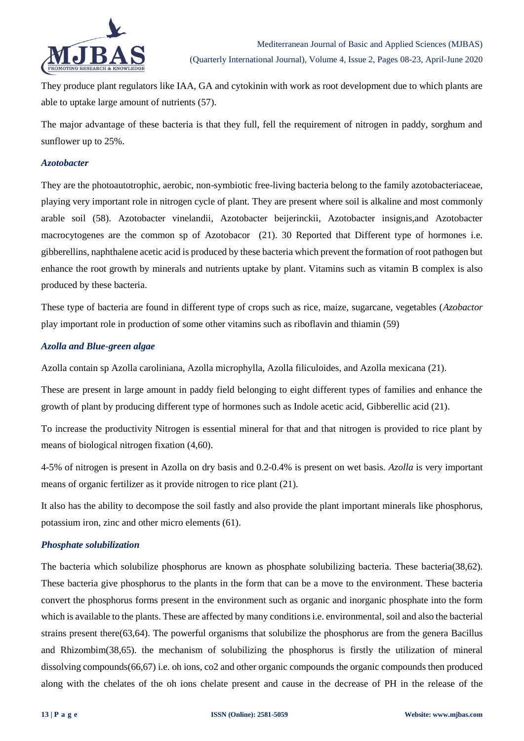They produce plant regulators like IAA, GA and cytokinin with work as root development due to which plants are able to uptake large amount of nutrients (57).

The major advantage of these bacteria is that they full, fell the requirement of nitrogen in paddy, sorghum and sunflower up to 25%.

### *Azotobacter*

They are the photoautotrophic, aerobic, non-symbiotic free-living bacteria belong to the family azotobacteriaceae, playing very important role in nitrogen cycle of plant. They are present where soil is alkaline and most commonly arable soil (58). Azotobacter vinelandii, Azotobacter beijerinckii, Azotobacter insignis,and Azotobacter macrocytogenes are the common sp of Azotobacor (21). 30 Reported that Different type of hormones i.e. gibberellins, naphthalene acetic acid is produced by these bacteria which prevent the formation of root pathogen but enhance the root growth by minerals and nutrients uptake by plant. Vitamins such as vitamin B complex is also produced by these bacteria.

These type of bacteria are found in different type of crops such as rice, maize, sugarcane, vegetables (*Azobactor* play important role in production of some other vitamins such as riboflavin and thiamin (59)

### *Azolla and Blue-green algae*

Azolla contain sp Azolla caroliniana, Azolla microphylla, Azolla filiculoides, and Azolla mexicana (21).

These are present in large amount in paddy field belonging to eight different types of families and enhance the growth of plant by producing different type of hormones such as Indole acetic acid, Gibberellic acid (21).

To increase the productivity Nitrogen is essential mineral for that and that nitrogen is provided to rice plant by means of biological nitrogen fixation (4,60).

4-5% of nitrogen is present in Azolla on dry basis and 0.2-0.4% is present on wet basis. *Azolla* is very important means of organic fertilizer as it provide nitrogen to rice plant (21).

It also has the ability to decompose the soil fastly and also provide the plant important minerals like phosphorus, potassium iron, zinc and other micro elements (61).

### *Phosphate solubilization*

The bacteria which solubilize phosphorus are known as phosphate solubilizing bacteria. These bacteria(38,62). These bacteria give phosphorus to the plants in the form that can be a move to the environment. These bacteria convert the phosphorus forms present in the environment such as organic and inorganic phosphate into the form which is available to the plants. These are affected by many conditions i.e. environmental, soil and also the bacterial strains present there(63,64). The powerful organisms that solubilize the phosphorus are from the genera Bacillus and Rhizombim(38,65). the mechanism of solubilizing the phosphorus is firstly the utilization of mineral dissolving compounds(66,67) i.e. oh ions, co2 and other organic compounds the organic compounds then produced along with the chelates of the oh ions chelate present and cause in the decrease of PH in the release of the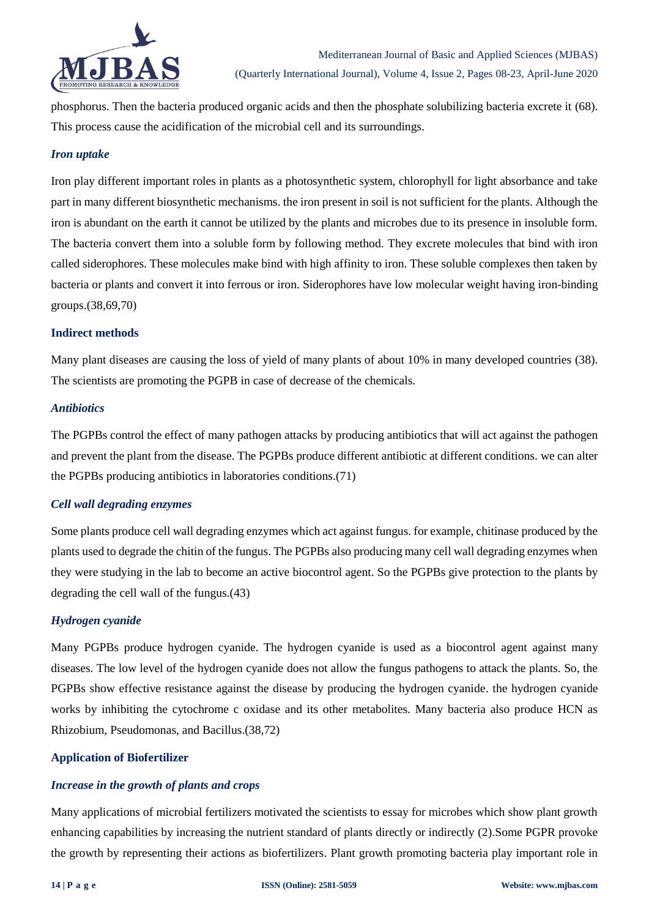phosphorus. Then the bacteria produced organic acids and then the phosphate solubilizing bacteria excrete it (68). This process cause the acidification of the microbial cell and its surroundings.

### *Iron uptake*

Iron play different important roles in plants as a photosynthetic system, chlorophyll for light absorbance and take part in many different biosynthetic mechanisms. the iron present in soil is not sufficient for the plants. Although the iron is abundant on the earth it cannot be utilized by the plants and microbes due to its presence in insoluble form. The bacteria convert them into a soluble form by following method. They excrete molecules that bind with iron called siderophores. These molecules make bind with high affinity to iron. These soluble complexes then taken by bacteria or plants and convert it into ferrous or iron. Siderophores have low molecular weight having iron-binding groups.(38,69,70)

## Indirect methods

Many plant diseases are causing the loss of yield of many plants of about 10% in many developed countries (38). The scientists are promoting the PGPB in case of decrease of the chemicals.

### *Antibiotics*

The PGPBs control the effect of many pathogen attacks by producing antibiotics that will act against the pathogen and prevent the plant from the disease. The PGPBs produce different antibiotic at different conditions. we can alter the PGPBs producing antibiotics in laboratories conditions.(71)

### *Cell wall degrading enzymes*

Some plants produce cell wall degrading enzymes which act against fungus. for example, chitinase produced by the plants used to degrade the chitin of the fungus. The PGPBs also producing many cell wall degrading enzymes when they were studying in the lab to become an active biocontrol agent. So the PGPBs give protection to the plants by degrading the cell wall of the fungus.(43)

### *Hydrogen cyanide*

Many PGPBs produce hydrogen cyanide. The hydrogen cyanide is used as a biocontrol agent against many diseases. The low level of the hydrogen cyanide does not allow the fungus pathogens to attack the plants. So, the PGPBs show effective resistance against the disease by producing the hydrogen cyanide. the hydrogen cyanide works by inhibiting the cytochrome c oxidase and its other metabolites. Many bacteria also produce HCN as Rhizobium, Pseudomonas, and Bacillus.(38,72)

## Application of Biofertilizer

### *Increase in the growth of plants and crops*

Many applications of microbial fertilizers motivated the scientists to essay for microbes which show plant growth enhancing capabilities by increasing the nutrient standard of plants directly or indirectly (2).Some PGPR provoke the growth by representing their actions as biofertilizers. Plant growth promoting bacteria play important role in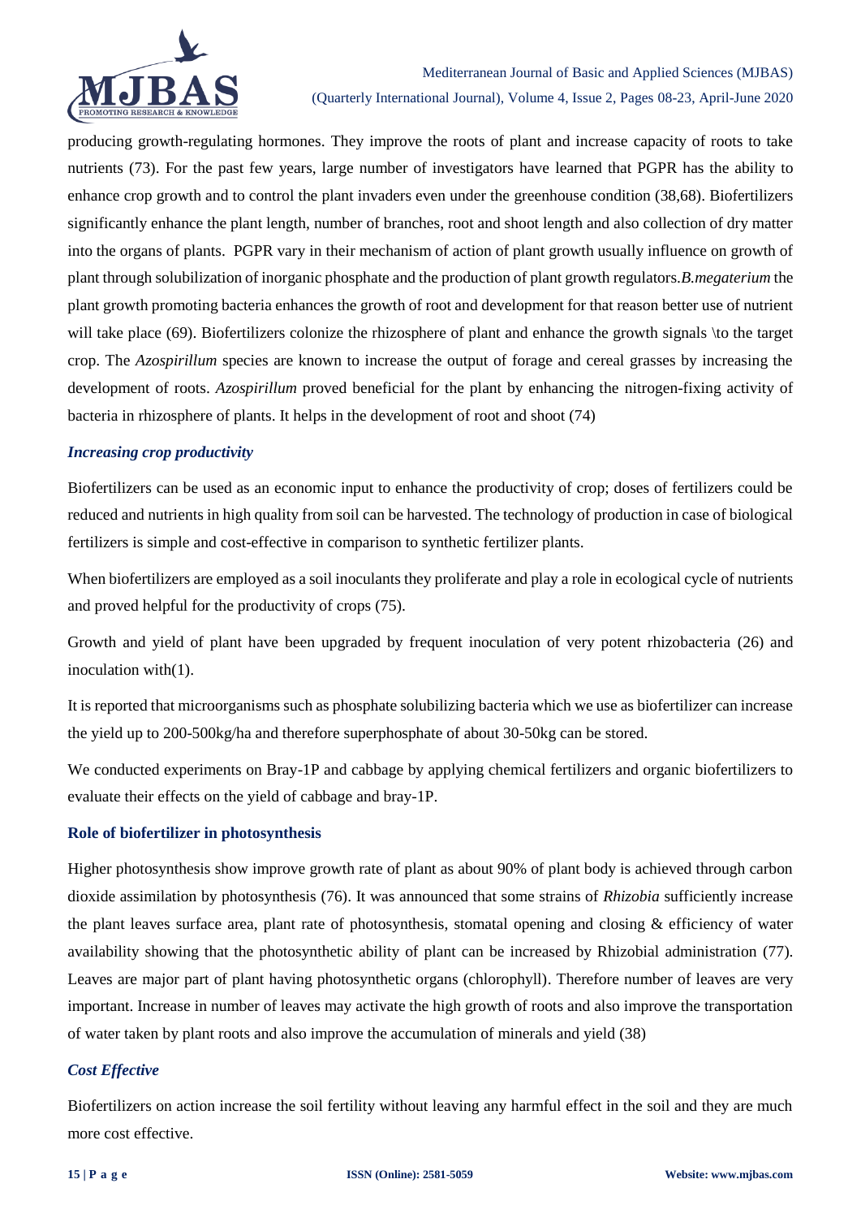producing growth-regulating hormones. They improve the roots of plant and increase capacity of roots to take nutrients (73). For the past few years, large number of investigators have learned that PGPR has the ability to enhance crop growth and to control the plant invaders even under the greenhouse condition (38,68). Biofertilizers significantly enhance the plant length, number of branches, root and shoot length and also collection of dry matter into the organs of plants. PGPR vary in their mechanism of action of plant growth usually influence on growth of plant through solubilization of inorganic phosphate and the production of plant growth regulators.*B.megaterium* the plant growth promoting bacteria enhances the growth of root and development for that reason better use of nutrient will take place (69). Biofertilizers colonize the rhizosphere of plant and enhance the growth signals \to the target crop. The *Azospirillum* species are known to increase the output of forage and cereal grasses by increasing the development of roots. *Azospirillum* proved beneficial for the plant by enhancing the nitrogen-fixing activity of bacteria in rhizosphere of plants. It helps in the development of root and shoot (74)

### *Increasing crop productivity*

Biofertilizers can be used as an economic input to enhance the productivity of crop; doses of fertilizers could be reduced and nutrients in high quality from soil can be harvested. The technology of production in case of biological fertilizers is simple and cost-effective in comparison to synthetic fertilizer plants.

When biofertilizers are employed as a soil inoculants they proliferate and play a role in ecological cycle of nutrients and proved helpful for the productivity of crops (75).

Growth and yield of plant have been upgraded by frequent inoculation of very potent rhizobacteria (26) and inoculation with(1).

It is reported that microorganisms such as phosphate solubilizing bacteria which we use as biofertilizer can increase the yield up to 200-500kg/ha and therefore superphosphate of about 30-50kg can be stored.

We conducted experiments on Bray-1P and cabbage by applying chemical fertilizers and organic biofertilizers to evaluate their effects on the yield of cabbage and bray-1P.

### **Role of biofertilizer in photosynthesis**

Higher photosynthesis show improve growth rate of plant as about 90% of plant body is achieved through carbon dioxide assimilation by photosynthesis (76). It was announced that some strains of *Rhizobia* sufficiently increase the plant leaves surface area, plant rate of photosynthesis, stomatal opening and closing & efficiency of water availability showing that the photosynthetic ability of plant can be increased by Rhizobial administration (77). Leaves are major part of plant having photosynthetic organs (chlorophyll). Therefore number of leaves are very important. Increase in number of leaves may activate the high growth of roots and also improve the transportation of water taken by plant roots and also improve the accumulation of minerals and yield (38)

### *Cost Effective*

Biofertilizers on action increase the soil fertility without leaving any harmful effect in the soil and they are much more cost effective.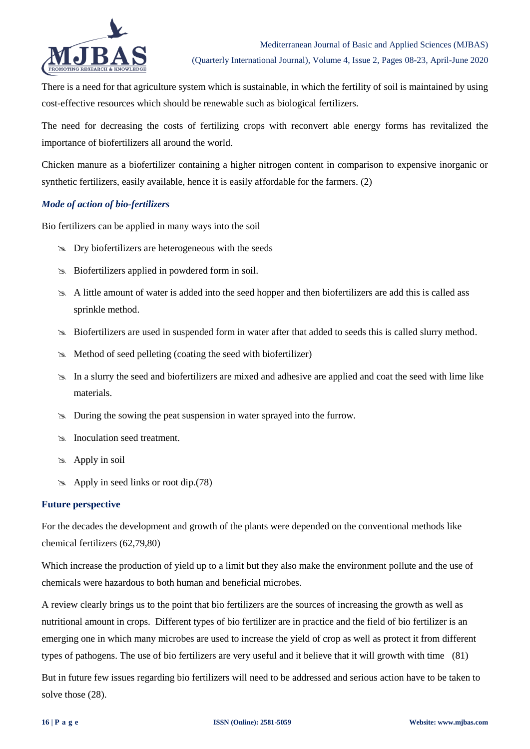There is a need for that agriculture system which is sustainable, in which the fertility of soil is maintained by using cost-effective resources which should be renewable such as biological fertilizers.

The need for decreasing the costs of fertilizing crops with reconvert able energy forms has revitalized the importance of biofertilizers all around the world.

Chicken manure as a biofertilizer containing a higher nitrogen content in comparison to expensive inorganic or synthetic fertilizers, easily available, hence it is easily affordable for the farmers. (2)

### *Mode of action of bio-fertilizers*

Bio fertilizers can be applied in many ways into the soil

- Dry biofertilizers are heterogeneous with the seeds
- Biofertilizers applied in powdered form in soil.
- A little amount of water is added into the seed hopper and then biofertilizers are add this is called ass sprinkle method.
- Biofertilizers are used in suspended form in water after that added to seeds this is called slurry method.
- Method of seed pelleting (coating the seed with biofertilizer)
- In a slurry the seed and biofertilizers are mixed and adhesive are applied and coat the seed with lime like materials.
- During the sowing the peat suspension in water sprayed into the furrow.
- Inoculation seed treatment.
- Apply in soil
- Apply in seed links or root dip.(78)

### Future perspective

For the decades the development and growth of the plants were depended on the conventional methods like chemical fertilizers (62,79,80)

Which increase the production of yield up to a limit but they also make the environment pollute and the use of chemicals were hazardous to both human and beneficial microbes.

A review clearly brings us to the point that bio fertilizers are the sources of increasing the growth as well as nutritional amount in crops. Different types of bio fertilizer are in practice and the field of bio fertilizer is an emerging one in which many microbes are used to increase the yield of crop as well as protect it from different types of pathogens. The use of bio fertilizers are very useful and it believe that it will growth with time (81)

But in future few issues regarding bio fertilizers will need to be addressed and serious action have to be taken to solve those (28).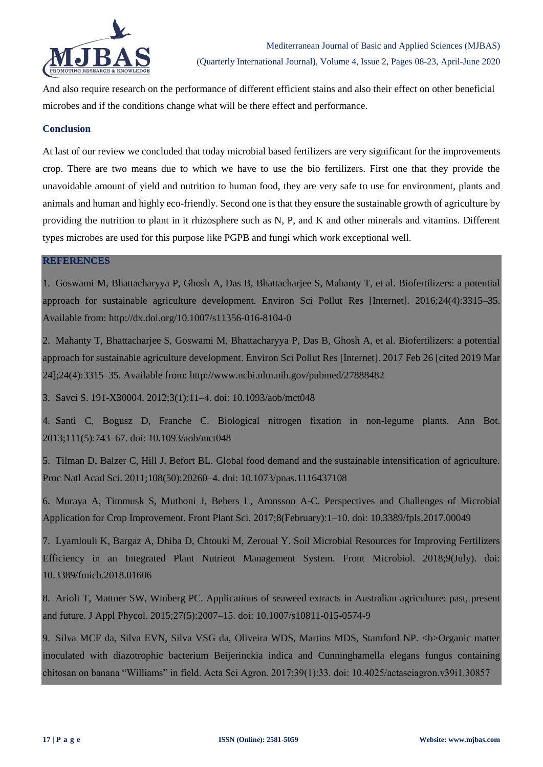And also require research on the performance of different efficient stains and also their effect on other beneficial microbes and if the conditions change what will be there effect and performance.

## Conclusion

At last of our review we concluded that today microbial based fertilizers are very significant for the improvements crop. There are two means due to which we have to use the bio fertilizers. First one that they provide the unavoidable amount of yield and nutrition to human food, they are very safe to use for environment, plants and animals and human and highly eco-friendly. Second one is that they ensure the sustainable growth of agriculture by providing the nutrition to plant in it rhizosphere such as N, P, and K and other minerals and vitamins. Different types microbes are used for this purpose like PGPB and fungi which work exceptional well.

## REFERENCES

1. Goswami M, Bhattacharyya P, Ghosh A, Das B, Bhattacharjee S, Mahanty T, et al. Biofertilizers: a potential approach for sustainable agriculture development. Environ Sci Pollut Res [Internet]. 2016;24(4):3315–35. Available from: http://dx.doi.org/10.1007/s11356-016-8104-0

2. Mahanty T, Bhattacharjee S, Goswami M, Bhattacharyya P, Das B, Ghosh A, et al. Biofertilizers: a potential approach for sustainable agriculture development. Environ Sci Pollut Res [Internet]. 2017 Feb 26 [cited 2019 Mar 24];24(4):3315–35. Available from: http://www.ncbi.nlm.nih.gov/pubmed/27888482

3. Savci S. 191-X30004. 2012;3(1):11–4. doi: 10.1093/aob/mct048

4. Santi C, Bogusz D, Franche C. Biological nitrogen fixation in non-legume plants. Ann Bot. 2013;111(5):743–67. doi: 10.1093/aob/mct048

5. Tilman D, Balzer C, Hill J, Befort BL. Global food demand and the sustainable intensification of agriculture. Proc Natl Acad Sci. 2011;108(50):20260–4. doi: 10.1073/pnas.1116437108

6. Muraya A, Timmusk S, Muthoni J, Behers L, Aronsson A-C. Perspectives and Challenges of Microbial Application for Crop Improvement. Front Plant Sci. 2017;8(February):1–10. doi: 10.3389/fpls.2017.00049

7. Lyamlouli K, Bargaz A, Dhiba D, Chtouki M, Zeroual Y. Soil Microbial Resources for Improving Fertilizers Efficiency in an Integrated Plant Nutrient Management System. Front Microbiol. 2018;9(July). doi: 10.3389/fmicb.2018.01606

8. Arioli T, Mattner SW, Winberg PC. Applications of seaweed extracts in Australian agriculture: past, present and future. J Appl Phycol. 2015;27(5):2007–15. doi: 10.1007/s10811-015-0574-9

9. Silva MCF da, Silva EVN, Silva VSG da, Oliveira WDS, Martins MDS, Stamford NP. <b>Organic matter inoculated with diazotrophic bacterium Beijerinckia indica and Cunninghamella elegans fungus containing chitosan on banana "Williams" in field. Acta Sci Agron. 2017;39(1):33. doi: 10.4025/actasciagron.v39i1.30857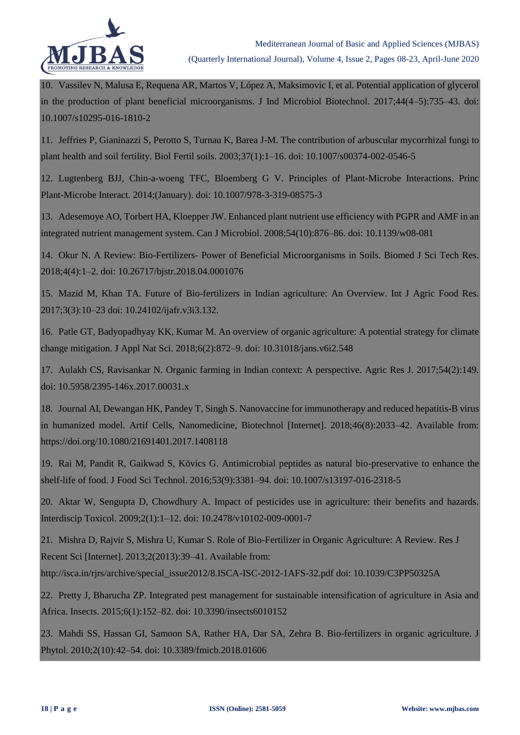10. Vassilev N, Malusa E, Requena AR, Martos V, López A, Maksimovic I, et al. Potential application of glycerol in the production of plant beneficial microorganisms. J Ind Microbiol Biotechnol. 2017;44(4–5):735–43. doi: 10.1007/s10295-016-1810-2

11. Jeffries P, Gianinazzi S, Perotto S, Turnau K, Barea J-M. The contribution of arbuscular mycorrhizal fungi to plant health and soil fertility. Biol Fertil soils. 2003;37(1):1–16. doi: 10.1007/s00374-002-0546-5

12. Lugtenberg BJJ, Chin-a-woeng TFC, Bloemberg G V. Principles of Plant-Microbe Interactions. Princ Plant-Microbe Interact. 2014;(January). doi: 10.1007/978-3-319-08575-3

13. Adesemoye AO, Torbert HA, Kloepper JW. Enhanced plant nutrient use efficiency with PGPR and AMF in an integrated nutrient management system. Can J Microbiol. 2008;54(10):876–86. doi: 10.1139/w08-081

14. Okur N. A Review: Bio-Fertilizers- Power of Beneficial Microorganisms in Soils. Biomed J Sci Tech Res. 2018;4(4):1–2. doi: 10.26717/bjstr.2018.04.0001076

15. Mazid M, Khan TA. Future of Bio-fertilizers in Indian agriculture: An Overview. Int J Agric Food Res. 2017;3(3):10–23 doi: 10.24102/ijafr.v3i3.132.

16. Patle GT, Badyopadhyay KK, Kumar M. An overview of organic agriculture: A potential strategy for climate change mitigation. J Appl Nat Sci. 2018;6(2):872–9. doi: 10.31018/jans.v6i2.548

17. Aulakh CS, Ravisankar N. Organic farming in Indian context: A perspective. Agric Res J. 2017;54(2):149. doi: 10.5958/2395-146x.2017.00031.x

18. Journal AI, Dewangan HK, Pandey T, Singh S. Nanovaccine for immunotherapy and reduced hepatitis-B virus in humanized model. Artif Cells, Nanomedicine, Biotechnol [Internet]. 2018;46(8):2033–42. Available from: https://doi.org/10.1080/21691401.2017.1408118

19. Rai M, Pandit R, Gaikwad S, Kövics G. Antimicrobial peptides as natural bio-preservative to enhance the shelf-life of food. J Food Sci Technol. 2016;53(9):3381–94. doi: 10.1007/s13197-016-2318-5

20. Aktar W, Sengupta D, Chowdhury A. Impact of pesticides use in agriculture: their benefits and hazards. Interdiscip Toxicol. 2009;2(1):1–12. doi: 10.2478/v10102-009-0001-7

21. Mishra D, Rajvir S, Mishra U, Kumar S. Role of Bio-Fertilizer in Organic Agriculture: A Review. Res J Recent Sci [Internet]. 2013;2(2013):39–41. Available from: http://isca.in/rjrs/archive/special_issue2012/8.ISCA-ISC-2012-1AFS-32.pdf doi: 10.1039/C3PP50325A

22. Pretty J, Bharucha ZP. Integrated pest management for sustainable intensification of agriculture in Asia and Africa. Insects. 2015;6(1):152–82. doi: 10.3390/insects6010152

23. Mahdi SS, Hassan GI, Samoon SA, Rather HA, Dar SA, Zehra B. Bio-fertilizers in organic agriculture. J Phytol. 2010;2(10):42–54. doi: 10.3389/fmicb.2018.01606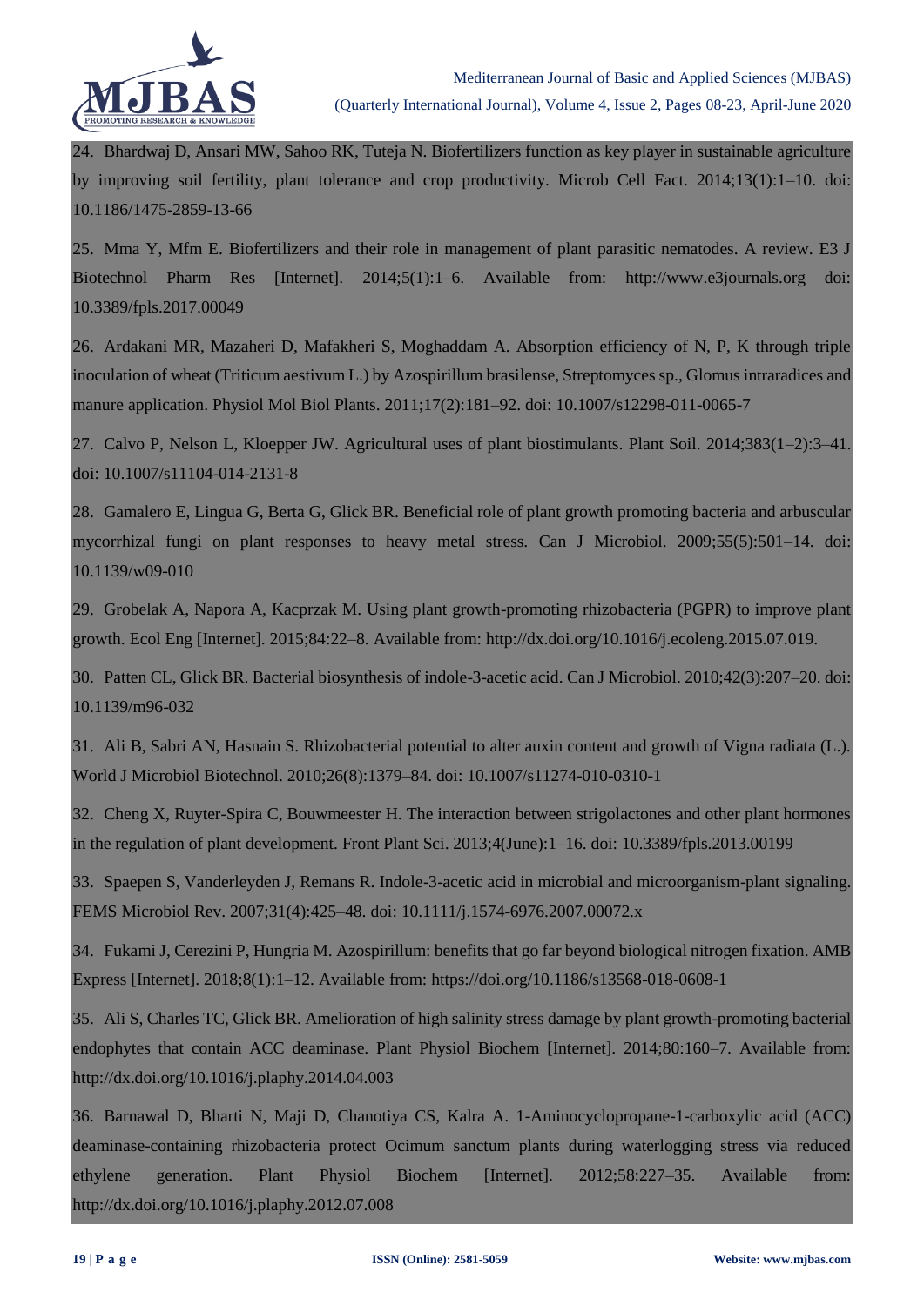24. Bhardwaj D, Ansari MW, Sahoo RK, Tuteja N. Biofertilizers function as key player in sustainable agriculture by improving soil fertility, plant tolerance and crop productivity. Microb Cell Fact. 2014;13(1):1–10. doi: 10.1186/1475-2859-13-66

25. Mma Y, Mfm E. Biofertilizers and their role in management of plant parasitic nematodes. A review. E3 J Biotechnol Pharm Res [Internet]. 2014;5(1):1–6. Available from: http://www.e3journals.org doi: 10.3389/fpls.2017.00049

26. Ardakani MR, Mazaheri D, Mafakheri S, Moghaddam A. Absorption efficiency of N, P, K through triple inoculation of wheat (Triticum aestivum L.) by Azospirillum brasilense, Streptomyces sp., Glomus intraradices and manure application. Physiol Mol Biol Plants. 2011;17(2):181–92. doi: 10.1007/s12298-011-0065-7

27. Calvo P, Nelson L, Kloepper JW. Agricultural uses of plant biostimulants. Plant Soil. 2014;383(1–2):3–41. doi: 10.1007/s11104-014-2131-8

28. Gamalero E, Lingua G, Berta G, Glick BR. Beneficial role of plant growth promoting bacteria and arbuscular mycorrhizal fungi on plant responses to heavy metal stress. Can J Microbiol. 2009;55(5):501–14. doi: 10.1139/w09-010

29. Grobelak A, Napora A, Kacprzak M. Using plant growth-promoting rhizobacteria (PGPR) to improve plant growth. Ecol Eng [Internet]. 2015;84:22–8. Available from: http://dx.doi.org/10.1016/j.ecoleng.2015.07.019.

30. Patten CL, Glick BR. Bacterial biosynthesis of indole-3-acetic acid. Can J Microbiol. 2010;42(3):207–20. doi: 10.1139/m96-032

31. Ali B, Sabri AN, Hasnain S. Rhizobacterial potential to alter auxin content and growth of Vigna radiata (L.). World J Microbiol Biotechnol. 2010;26(8):1379–84. doi: 10.1007/s11274-010-0310-1

32. Cheng X, Ruyter-Spira C, Bouwmeester H. The interaction between strigolactones and other plant hormones in the regulation of plant development. Front Plant Sci. 2013;4(June):1–16. doi: 10.3389/fpls.2013.00199

33. Spaepen S, Vanderleyden J, Remans R. Indole-3-acetic acid in microbial and microorganism-plant signaling. FEMS Microbiol Rev. 2007;31(4):425–48. doi: 10.1111/j.1574-6976.2007.00072.x

34. Fukami J, Cerezini P, Hungria M. Azospirillum: benefits that go far beyond biological nitrogen fixation. AMB Express [Internet]. 2018;8(1):1–12. Available from: https://doi.org/10.1186/s13568-018-0608-1

35. Ali S, Charles TC, Glick BR. Amelioration of high salinity stress damage by plant growth-promoting bacterial endophytes that contain ACC deaminase. Plant Physiol Biochem [Internet]. 2014;80:160–7. Available from: http://dx.doi.org/10.1016/j.plaphy.2014.04.003

36. Barnawal D, Bharti N, Maji D, Chanotiya CS, Kalra A. 1-Aminocyclopropane-1-carboxylic acid (ACC) deaminase-containing rhizobacteria protect Ocimum sanctum plants during waterlogging stress via reduced ethylene generation. Plant Physiol Biochem [Internet]. 2012;58:227–35. Available from: http://dx.doi.org/10.1016/j.plaphy.2012.07.008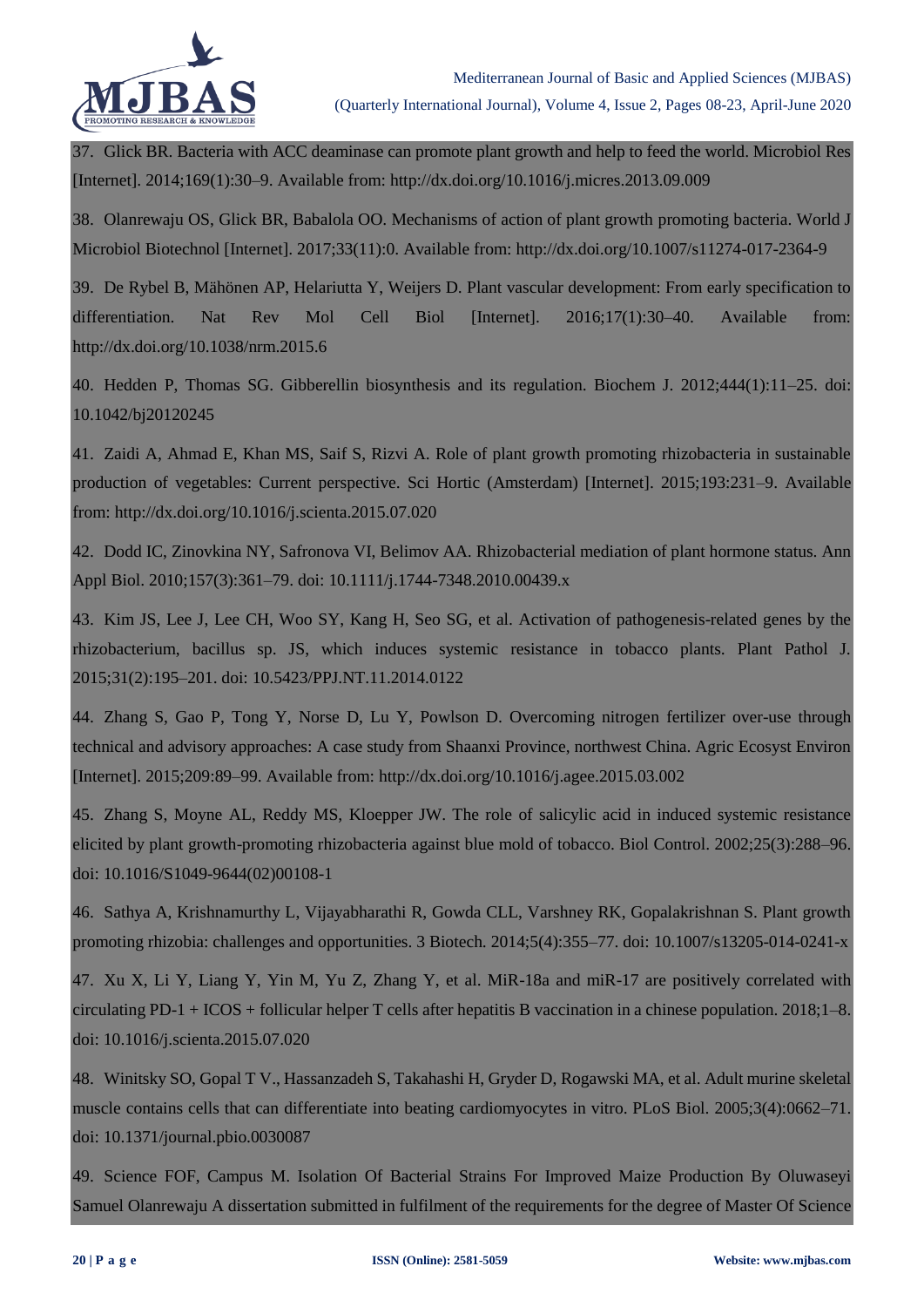37. Glick BR. Bacteria with ACC deaminase can promote plant growth and help to feed the world. Microbiol Res [Internet]. 2014;169(1):30–9. Available from: http://dx.doi.org/10.1016/j.micres.2013.09.009

38. Olanrewaju OS, Glick BR, Babalola OO. Mechanisms of action of plant growth promoting bacteria. World J Microbiol Biotechnol [Internet]. 2017;33(11):0. Available from: http://dx.doi.org/10.1007/s11274-017-2364-9

39. De Rybel B, Mähönen AP, Helariutta Y, Weijers D. Plant vascular development: From early specification to differentiation. Nat Rev Mol Cell Biol [Internet]. 2016;17(1):30–40. Available from: http://dx.doi.org/10.1038/nrm.2015.6

40. Hedden P, Thomas SG. Gibberellin biosynthesis and its regulation. Biochem J. 2012;444(1):11–25. doi: 10.1042/bj20120245

41. Zaidi A, Ahmad E, Khan MS, Saif S, Rizvi A. Role of plant growth promoting rhizobacteria in sustainable production of vegetables: Current perspective. Sci Hortic (Amsterdam) [Internet]. 2015;193:231–9. Available from: http://dx.doi.org/10.1016/j.scienta.2015.07.020

42. Dodd IC, Zinovkina NY, Safronova VI, Belimov AA. Rhizobacterial mediation of plant hormone status. Ann Appl Biol. 2010;157(3):361–79. doi: 10.1111/j.1744-7348.2010.00439.x

43. Kim JS, Lee J, Lee CH, Woo SY, Kang H, Seo SG, et al. Activation of pathogenesis-related genes by the rhizobacterium, bacillus sp. JS, which induces systemic resistance in tobacco plants. Plant Pathol J. 2015;31(2):195–201. doi: 10.5423/PPJ.NT.11.2014.0122

44. Zhang S, Gao P, Tong Y, Norse D, Lu Y, Powlson D. Overcoming nitrogen fertilizer over-use through technical and advisory approaches: A case study from Shaanxi Province, northwest China. Agric Ecosyst Environ [Internet]. 2015;209:89–99. Available from: http://dx.doi.org/10.1016/j.agee.2015.03.002

45. Zhang S, Moyne AL, Reddy MS, Kloepper JW. The role of salicylic acid in induced systemic resistance elicited by plant growth-promoting rhizobacteria against blue mold of tobacco. Biol Control. 2002;25(3):288–96. doi: 10.1016/S1049-9644(02)00108-1

46. Sathya A, Krishnamurthy L, Vijayabharathi R, Gowda CLL, Varshney RK, Gopalakrishnan S. Plant growth promoting rhizobia: challenges and opportunities. 3 Biotech. 2014;5(4):355–77. doi: 10.1007/s13205-014-0241-x

47. Xu X, Li Y, Liang Y, Yin M, Yu Z, Zhang Y, et al. MiR-18a and miR-17 are positively correlated with circulating PD-1 + ICOS + follicular helper T cells after hepatitis B vaccination in a chinese population. 2018;1–8. doi: 10.1016/j.scienta.2015.07.020

48. Winitsky SO, Gopal T V., Hassanzadeh S, Takahashi H, Gryder D, Rogawski MA, et al. Adult murine skeletal muscle contains cells that can differentiate into beating cardiomyocytes in vitro. PLoS Biol. 2005;3(4):0662–71. doi: 10.1371/journal.pbio.0030087

49. Science FOF, Campus M. Isolation Of Bacterial Strains For Improved Maize Production By Oluwaseyi Samuel Olanrewaju A dissertation submitted in fulfilment of the requirements for the degree of Master Of Science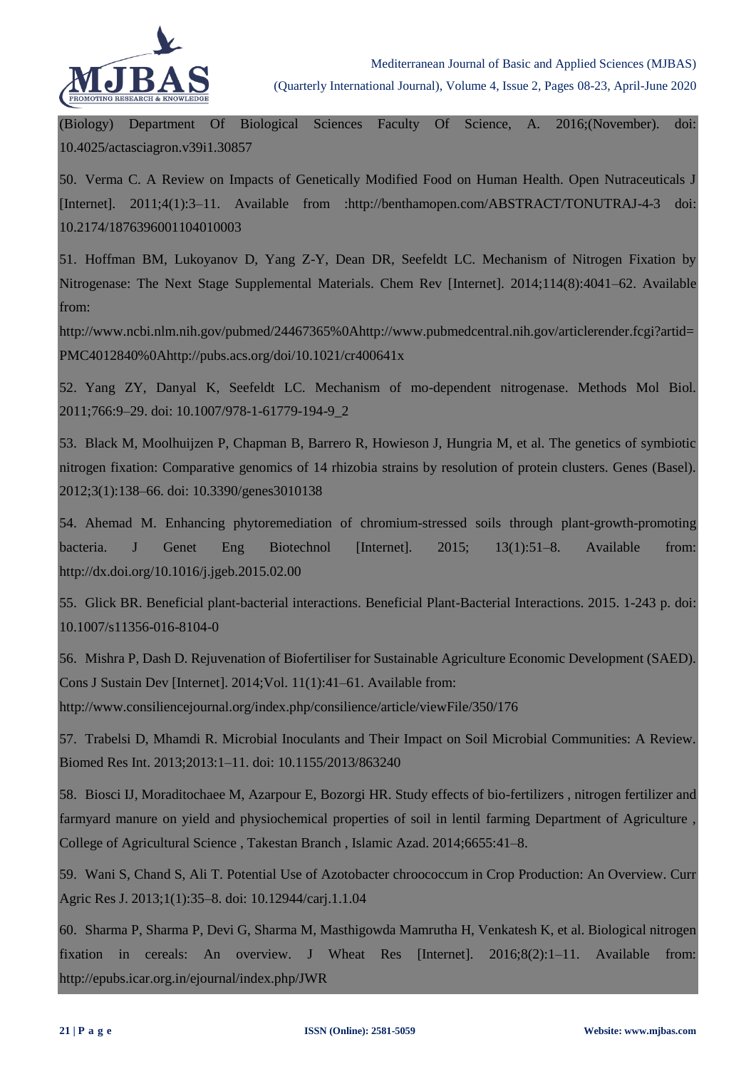(Biology) Department Of Biological Sciences Faculty Of Science, A. 2016;(November). doi: 10.4025/actasciagron.v39i1.30857

50. Verma C. A Review on Impacts of Genetically Modified Food on Human Health. Open Nutraceuticals J [Internet]. 2011;4(1):3–11. Available from :http://benthamopen.com/ABSTRACT/TONUTRAJ-4-3 doi: 10.2174/1876396001104010003

51. Hoffman BM, Lukoyanov D, Yang Z-Y, Dean DR, Seefeldt LC. Mechanism of Nitrogen Fixation by Nitrogenase: The Next Stage Supplemental Materials. Chem Rev [Internet]. 2014;114(8):4041–62. Available from: http://www.ncbi.nlm.nih.gov/pubmed/24467365%0Ahttp://www.pubmedcentral.nih.gov/articlerender.fcgi?artid=PMC4012840%0Ahttp://pubs.acs.org/doi/10.1021/cr400641x

52. Yang ZY, Danyal K, Seefeldt LC. Mechanism of mo-dependent nitrogenase. Methods Mol Biol. 2011;766:9–29. doi: 10.1007/978-1-61779-194-9_2

53. Black M, Moolhuijzen P, Chapman B, Barrero R, Howieson J, Hungria M, et al. The genetics of symbiotic nitrogen fixation: Comparative genomics of 14 rhizobia strains by resolution of protein clusters. Genes (Basel). 2012;3(1):138–66. doi: 10.3390/genes3010138

54. Ahemad M. Enhancing phytoremediation of chromium-stressed soils through plant-growth-promoting bacteria. J Genet Eng Biotechnol [Internet]. 2015; 13(1):51–8. Available from: http://dx.doi.org/10.1016/j.jgeb.2015.02.00

55. Glick BR. Beneficial plant-bacterial interactions. Beneficial Plant-Bacterial Interactions. 2015. 1-243 p. doi: 10.1007/s11356-016-8104-0

56. Mishra P, Dash D. Rejuvenation of Biofertiliser for Sustainable Agriculture Economic Development (SAED). Cons J Sustain Dev [Internet]. 2014;Vol. 11(1):41–61. Available from: http://www.consiliencejournal.org/index.php/consilience/article/viewFile/350/176

57. Trabelsi D, Mhamdi R. Microbial Inoculants and Their Impact on Soil Microbial Communities: A Review. Biomed Res Int. 2013;2013:1–11. doi: 10.1155/2013/863240

58. Biosci IJ, Moraditochaee M, Azarpour E, Bozorgi HR. Study effects of bio-fertilizers , nitrogen fertilizer and farmyard manure on yield and physiochemical properties of soil in lentil farming Department of Agriculture , College of Agricultural Science , Takestan Branch , Islamic Azad. 2014;6655:41–8.

59. Wani S, Chand S, Ali T. Potential Use of Azotobacter chroococcum in Crop Production: An Overview. Curr Agric Res J. 2013;1(1):35–8. doi: 10.12944/carj.1.1.04

60. Sharma P, Sharma P, Devi G, Sharma M, Masthigowda Mamrutha H, Venkatesh K, et al. Biological nitrogen fixation in cereals: An overview. J Wheat Res [Internet]. 2016;8(2):1–11. Available from: http://epubs.icar.org.in/ejournal/index.php/JWR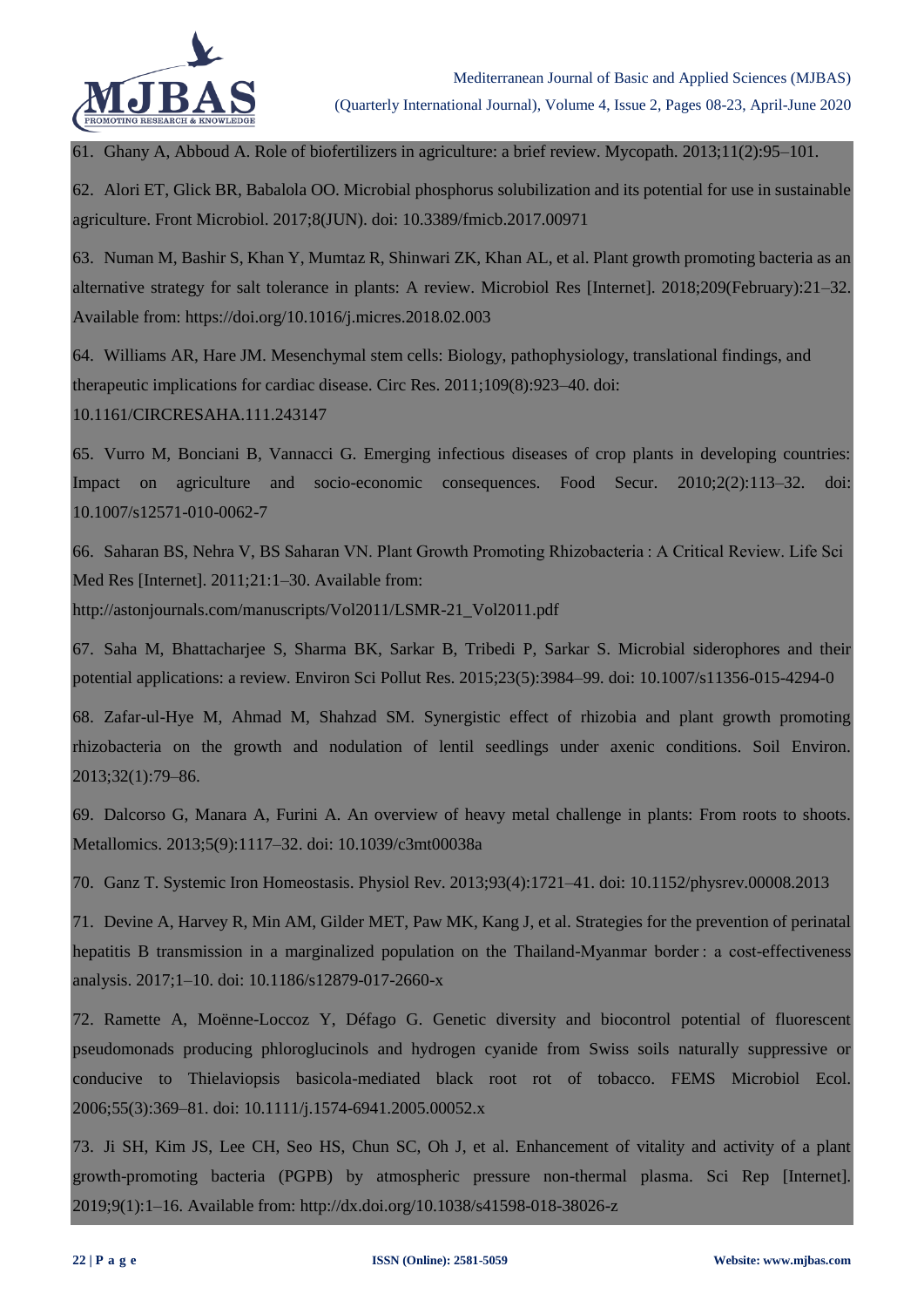61. Ghany A, Abboud A. Role of biofertilizers in agriculture: a brief review. Mycopath. 2013;11(2):95–101.

62. Alori ET, Glick BR, Babalola OO. Microbial phosphorus solubilization and its potential for use in sustainable agriculture. Front Microbiol. 2017;8(JUN). doi: 10.3389/fmicb.2017.00971

63. Numan M, Bashir S, Khan Y, Mumtaz R, Shinwari ZK, Khan AL, et al. Plant growth promoting bacteria as an alternative strategy for salt tolerance in plants: A review. Microbiol Res [Internet]. 2018;209(February):21–32. Available from: https://doi.org/10.1016/j.micres.2018.02.003

64. Williams AR, Hare JM. Mesenchymal stem cells: Biology, pathophysiology, translational findings, and therapeutic implications for cardiac disease. Circ Res. 2011;109(8):923–40. doi: 10.1161/CIRCRESAHA.111.243147

65. Vurro M, Bonciani B, Vannacci G. Emerging infectious diseases of crop plants in developing countries: Impact on agriculture and socio-economic consequences. Food Secur. 2010;2(2):113–32. doi: 10.1007/s12571-010-0062-7

66. Saharan BS, Nehra V, BS Saharan VN. Plant Growth Promoting Rhizobacteria : A Critical Review. Life Sci Med Res [Internet]. 2011;21:1–30. Available from: http://astonjournals.com/manuscripts/Vol2011/LSMR-21_Vol2011.pdf

67. Saha M, Bhattacharjee S, Sharma BK, Sarkar B, Tribedi P, Sarkar S. Microbial siderophores and their potential applications: a review. Environ Sci Pollut Res. 2015;23(5):3984–99. doi: 10.1007/s11356-015-4294-0

68. Zafar-ul-Hye M, Ahmad M, Shahzad SM. Synergistic effect of rhizobia and plant growth promoting rhizobacteria on the growth and nodulation of lentil seedlings under axenic conditions. Soil Environ. 2013;32(1):79–86.

69. Dalcorso G, Manara A, Furini A. An overview of heavy metal challenge in plants: From roots to shoots. Metallomics. 2013;5(9):1117–32. doi: 10.1039/c3mt00038a

70. Ganz T. Systemic Iron Homeostasis. Physiol Rev. 2013;93(4):1721–41. doi: 10.1152/physrev.00008.2013

71. Devine A, Harvey R, Min AM, Gilder MET, Paw MK, Kang J, et al. Strategies for the prevention of perinatal hepatitis B transmission in a marginalized population on the Thailand-Myanmar border : a cost-effectiveness analysis. 2017;1–10. doi: 10.1186/s12879-017-2660-x

72. Ramette A, Moënne-Loccoz Y, Défago G. Genetic diversity and biocontrol potential of fluorescent pseudomonads producing phloroglucinols and hydrogen cyanide from Swiss soils naturally suppressive or conducive to Thielaviopsis basicola-mediated black root rot of tobacco. FEMS Microbiol Ecol. 2006;55(3):369–81. doi: 10.1111/j.1574-6941.2005.00052.x

73. Ji SH, Kim JS, Lee CH, Seo HS, Chun SC, Oh J, et al. Enhancement of vitality and activity of a plant growth-promoting bacteria (PGPB) by atmospheric pressure non-thermal plasma. Sci Rep [Internet]. 2019;9(1):1–16. Available from: http://dx.doi.org/10.1038/s41598-018-38026-z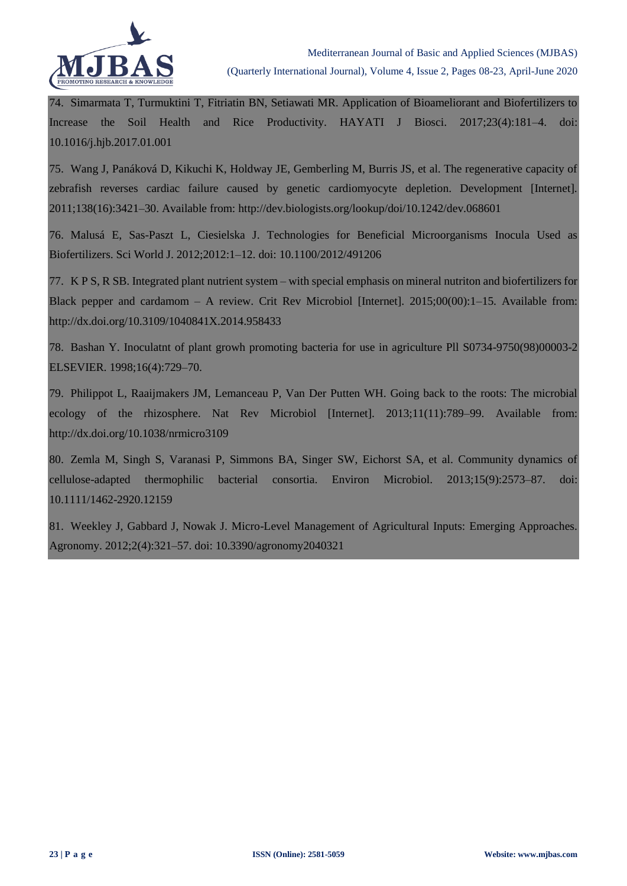74. Simarmata T, Turmuktini T, Fitriatin BN, Setiawati MR. Application of Bioameliorant and Biofertilizers to Increase the Soil Health and Rice Productivity. HAYATI J Biosci. 2017;23(4):181–4. doi: 10.1016/j.hjb.2017.01.001

75. Wang J, Panáková D, Kikuchi K, Holdway JE, Gemberling M, Burris JS, et al. The regenerative capacity of zebrafish reverses cardiac failure caused by genetic cardiomyocyte depletion. Development [Internet]. 2011;138(16):3421–30. Available from: http://dev.biologists.org/lookup/doi/10.1242/dev.068601

76. Malusá E, Sas-Paszt L, Ciesielska J. Technologies for Beneficial Microorganisms Inocula Used as Biofertilizers. Sci World J. 2012;2012:1–12. doi: 10.1100/2012/491206

77. K P S, R SB. Integrated plant nutrient system – with special emphasis on mineral nutriton and biofertilizers for Black pepper and cardamom – A review. Crit Rev Microbiol [Internet]. 2015;00(00):1–15. Available from: http://dx.doi.org/10.3109/1040841X.2014.958433

78. Bashan Y. Inoculatnt of plant growh promoting bacteria for use in agriculture Pll S0734-9750(98)00003-2 ELSEVIER. 1998;16(4):729–70.

79. Philippot L, Raaijmakers JM, Lemanceau P, Van Der Putten WH. Going back to the roots: The microbial ecology of the rhizosphere. Nat Rev Microbiol [Internet]. 2013;11(11):789–99. Available from: http://dx.doi.org/10.1038/nrmicro3109

80. Zemla M, Singh S, Varanasi P, Simmons BA, Singer SW, Eichorst SA, et al. Community dynamics of cellulose-adapted thermophilic bacterial consortia. Environ Microbiol. 2013;15(9):2573–87. doi: 10.1111/1462-2920.12159

81. Weekley J, Gabbard J, Nowak J. Micro-Level Management of Agricultural Inputs: Emerging Approaches. Agronomy. 2012;2(4):321–57. doi: 10.3390/agronomy2040321